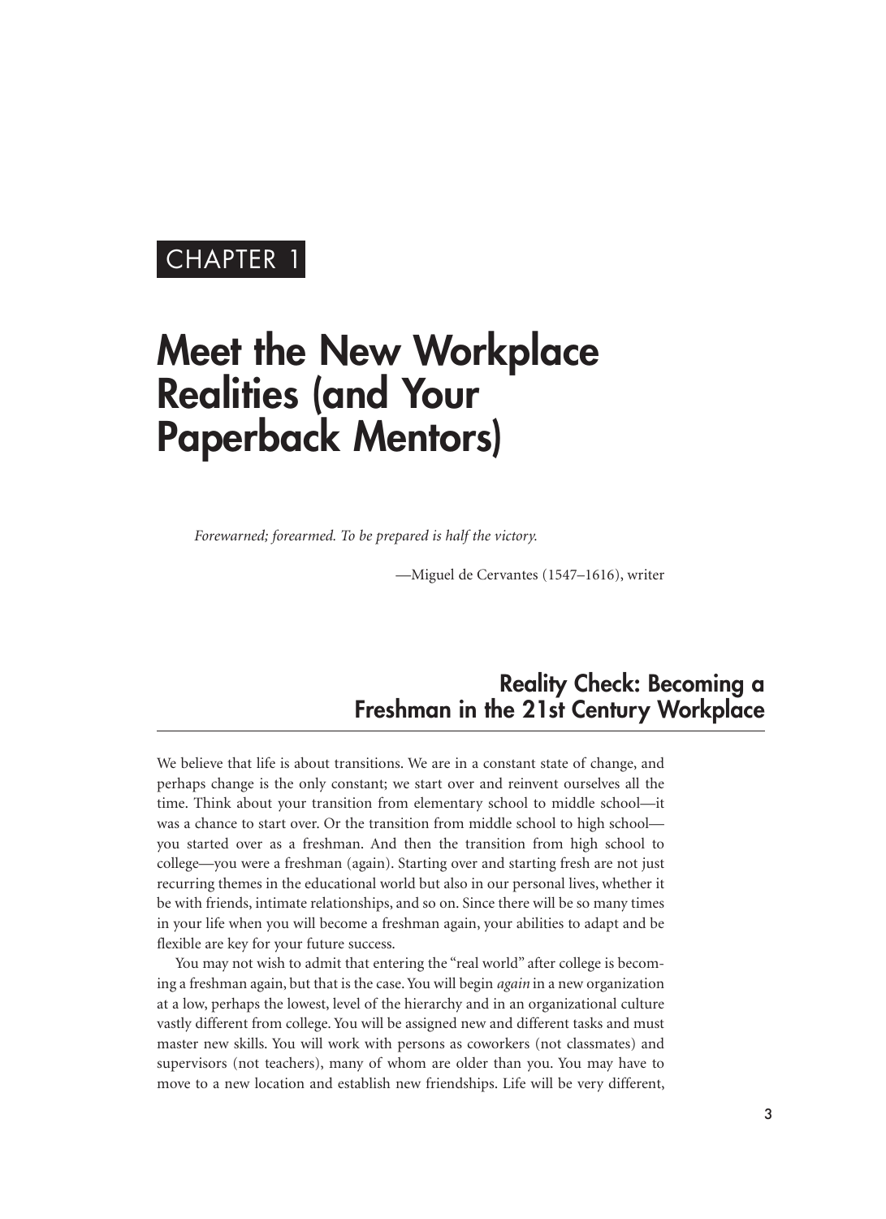CHAPTER 1

# Meet the New Workplace Realities (and Your Paperback Mentors)

*Forewarned; forearmed. To be prepared is half the victory.*

—Miguel de Cervantes (1547–1616), writer

## Reality Check: Becoming a Freshman in the 21st Century Workplace

We believe that life is about transitions. We are in a constant state of change, and perhaps change is the only constant; we start over and reinvent ourselves all the time. Think about your transition from elementary school to middle school—it was a chance to start over. Or the transition from middle school to high school—you started over as a freshman. And then the transition from high school to college—you were a freshman (again). Starting over and starting fresh are not just recurring themes in the educational world but also in our personal lives, whether it be with friends, intimate relationships, and so on. Since there will be so many times in your life when you will become a freshman again, your abilities to adapt and be flexible are key for your future success.

You may not wish to admit that entering the "real world" after college is becoming a freshman again, but that is the case. You will begin *again* in a new organization at a low, perhaps the lowest, level of the hierarchy and in an organizational culture vastly different from college. You will be assigned new and different tasks and must master new skills. You will work with persons as coworkers (not classmates) and supervisors (not teachers), many of whom are older than you. You may have to move to a new location and establish new friendships. Life will be very different,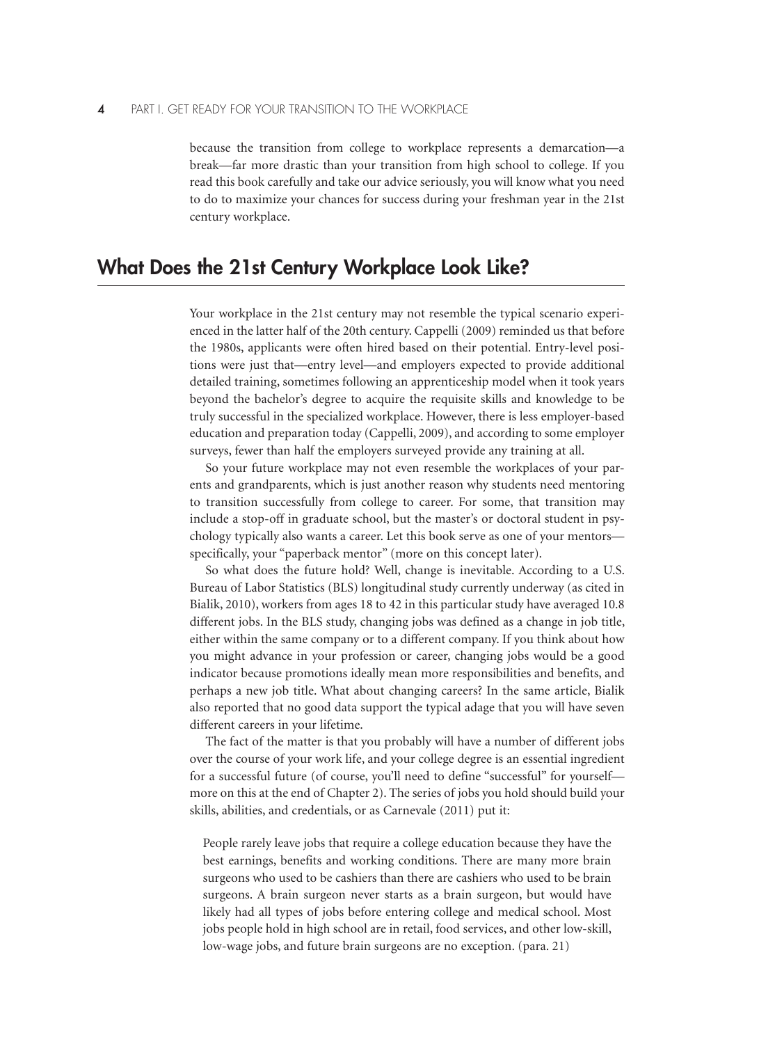because the transition from college to workplace represents a demarcation—a break—far more drastic than your transition from high school to college. If you read this book carefully and take our advice seriously, you will know what you need to do to maximize your chances for success during your freshman year in the 21st century workplace.

## What Does the 21st Century Workplace Look Like?

Your workplace in the 21st century may not resemble the typical scenario experienced in the latter half of the 20th century. Cappelli (2009) reminded us that before the 1980s, applicants were often hired based on their potential. Entry-level positions were just that—entry level—and employers expected to provide additional detailed training, sometimes following an apprenticeship model when it took years beyond the bachelor's degree to acquire the requisite skills and knowledge to be truly successful in the specialized workplace. However, there is less employer-based education and preparation today (Cappelli, 2009), and according to some employer surveys, fewer than half the employers surveyed provide any training at all.

So your future workplace may not even resemble the workplaces of your parents and grandparents, which is just another reason why students need mentoring to transition successfully from college to career. For some, that transition may include a stop-off in graduate school, but the master's or doctoral student in psychology typically also wants a career. Let this book serve as one of your mentors—specifically, your "paperback mentor" (more on this concept later).

So what does the future hold? Well, change is inevitable. According to a U.S. Bureau of Labor Statistics (BLS) longitudinal study currently underway (as cited in Bialik, 2010), workers from ages 18 to 42 in this particular study have averaged 10.8 different jobs. In the BLS study, changing jobs was defined as a change in job title, either within the same company or to a different company. If you think about how you might advance in your profession or career, changing jobs would be a good indicator because promotions ideally mean more responsibilities and benefits, and perhaps a new job title. What about changing careers? In the same article, Bialik also reported that no good data support the typical adage that you will have seven different careers in your lifetime.

The fact of the matter is that you probably will have a number of different jobs over the course of your work life, and your college degree is an essential ingredient for a successful future (of course, you'll need to define "successful" for yourself—more on this at the end of Chapter 2). The series of jobs you hold should build your skills, abilities, and credentials, or as Carnevale (2011) put it:

> People rarely leave jobs that require a college education because they have the best earnings, benefits and working conditions. There are many more brain surgeons who used to be cashiers than there are cashiers who used to be brain surgeons. A brain surgeon never starts as a brain surgeon, but would have likely had all types of jobs before entering college and medical school. Most jobs people hold in high school are in retail, food services, and other low-skill, low-wage jobs, and future brain surgeons are no exception. (para. 21)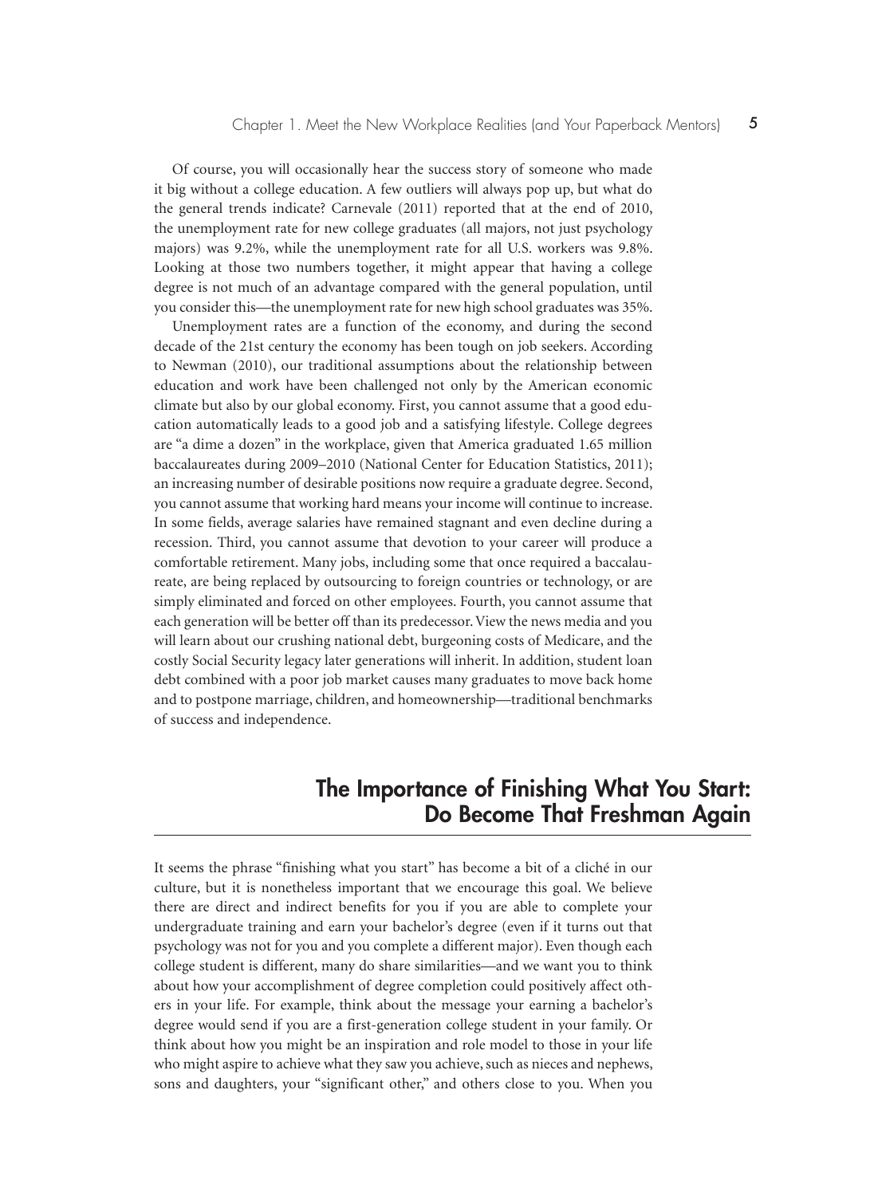Of course, you will occasionally hear the success story of someone who made it big without a college education. A few outliers will always pop up, but what do the general trends indicate? Carnevale (2011) reported that at the end of 2010, the unemployment rate for new college graduates (all majors, not just psychology majors) was 9.2%, while the unemployment rate for all U.S. workers was 9.8%. Looking at those two numbers together, it might appear that having a college degree is not much of an advantage compared with the general population, until you consider this—the unemployment rate for new high school graduates was 35%.

Unemployment rates are a function of the economy, and during the second decade of the 21st century the economy has been tough on job seekers. According to Newman (2010), our traditional assumptions about the relationship between education and work have been challenged not only by the American economic climate but also by our global economy. First, you cannot assume that a good education automatically leads to a good job and a satisfying lifestyle. College degrees are "a dime a dozen" in the workplace, given that America graduated 1.65 million baccalaureates during 2009–2010 (National Center for Education Statistics, 2011); an increasing number of desirable positions now require a graduate degree. Second, you cannot assume that working hard means your income will continue to increase. In some fields, average salaries have remained stagnant and even decline during a recession. Third, you cannot assume that devotion to your career will produce a comfortable retirement. Many jobs, including some that once required a baccalaureate, are being replaced by outsourcing to foreign countries or technology, or are simply eliminated and forced on other employees. Fourth, you cannot assume that each generation will be better off than its predecessor. View the news media and you will learn about our crushing national debt, burgeoning costs of Medicare, and the costly Social Security legacy later generations will inherit. In addition, student loan debt combined with a poor job market causes many graduates to move back home and to postpone marriage, children, and homeownership—traditional benchmarks of success and independence.

## The Importance of Finishing What You Start: Do Become That Freshman Again

It seems the phrase "finishing what you start" has become a bit of a cliché in our culture, but it is nonetheless important that we encourage this goal. We believe there are direct and indirect benefits for you if you are able to complete your undergraduate training and earn your bachelor's degree (even if it turns out that psychology was not for you and you complete a different major). Even though each college student is different, many do share similarities—and we want you to think about how your accomplishment of degree completion could positively affect others in your life. For example, think about the message your earning a bachelor's degree would send if you are a first-generation college student in your family. Or think about how you might be an inspiration and role model to those in your life who might aspire to achieve what they saw you achieve, such as nieces and nephews, sons and daughters, your "significant other," and others close to you. When you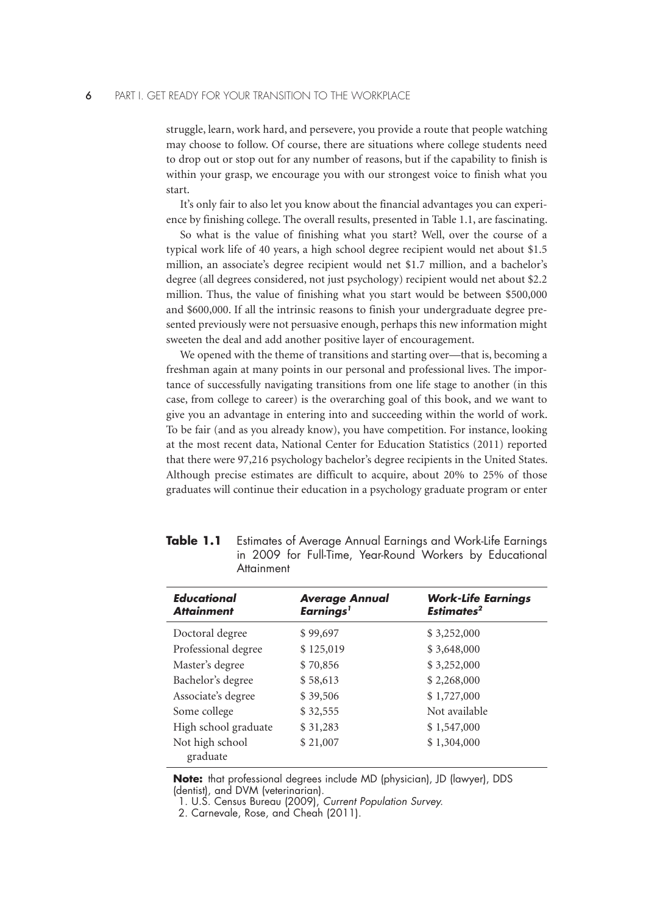struggle, learn, work hard, and persevere, you provide a route that people watching may choose to follow. Of course, there are situations where college students need to drop out or stop out for any number of reasons, but if the capability to finish is within your grasp, we encourage you with our strongest voice to finish what you start.

It's only fair to also let you know about the financial advantages you can experience by finishing college. The overall results, presented in Table 1.1, are fascinating.

So what is the value of finishing what you start? Well, over the course of a typical work life of 40 years, a high school degree recipient would net about \$1.5 million, an associate's degree recipient would net \$1.7 million, and a bachelor's degree (all degrees considered, not just psychology) recipient would net about \$2.2 million. Thus, the value of finishing what you start would be between \$500,000 and \$600,000. If all the intrinsic reasons to finish your undergraduate degree presented previously were not persuasive enough, perhaps this new information might sweeten the deal and add another positive layer of encouragement.

We opened with the theme of transitions and starting over—that is, becoming a freshman again at many points in our personal and professional lives. The importance of successfully navigating transitions from one life stage to another (in this case, from college to career) is the overarching goal of this book, and we want to give you an advantage in entering into and succeeding within the world of work. To be fair (and as you already know), you have competition. For instance, looking at the most recent data, National Center for Education Statistics (2011) reported that there were 97,216 psychology bachelor's degree recipients in the United States. Although precise estimates are difficult to acquire, about 20% to 25% of those graduates will continue their education in a psychology graduate program or enter

**Table 1.1** Estimates of Average Annual Earnings and Work-Life Earnings in 2009 for Full-Time, Year-Round Workers by Educational Attainment

| ***Educational Attainment*** | ***Average Annual Earnings[1]*** | ***Work-Life Earnings Estimates[2]*** |
|---|---|---|
| Doctoral degree | \$ 99,697 | \$ 3,252,000 |
| Professional degree | \$ 125,019 | \$ 3,648,000 |
| Master's degree | \$ 70,856 | \$ 3,252,000 |
| Bachelor's degree | \$ 58,613 | \$ 2,268,000 |
| Associate's degree | \$ 39,506 | \$ 1,727,000 |
| Some college | \$ 32,555 | Not available |
| High school graduate | \$ 31,283 | \$ 1,547,000 |
| Not high school graduate | \$ 21,007 | \$ 1,304,000 |

**Note:** that professional degrees include MD (physician), JD (lawyer), DDS (dentist), and DVM (veterinarian).

1. U.S. Census Bureau (2009), *Current Population Survey.*
2. Carnevale, Rose, and Cheah (2011).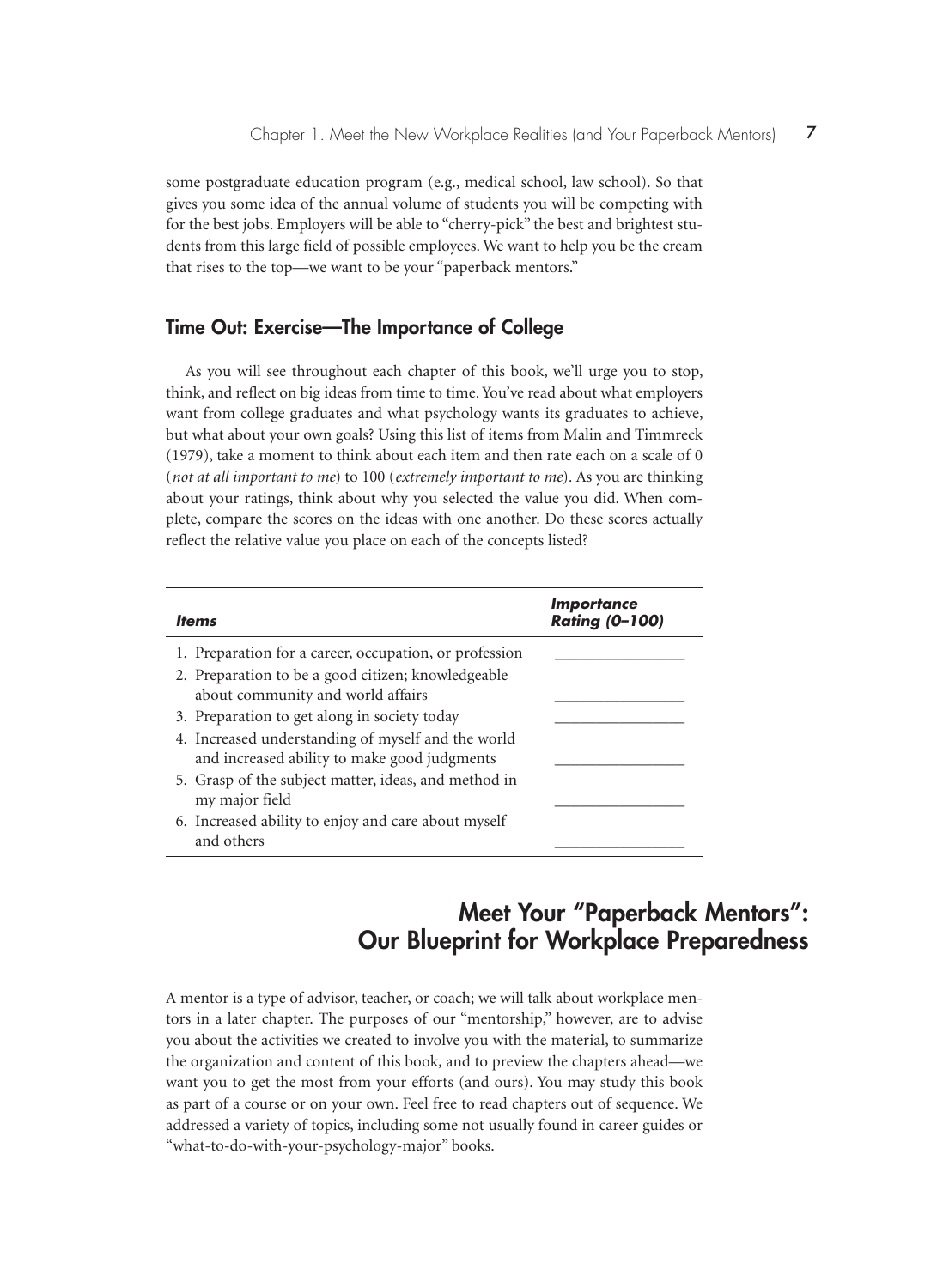some postgraduate education program (e.g., medical school, law school). So that gives you some idea of the annual volume of students you will be competing with for the best jobs. Employers will be able to "cherry-pick" the best and brightest students from this large field of possible employees. We want to help you be the cream that rises to the top—we want to be your "paperback mentors."

### Time Out: Exercise—The Importance of College

As you will see throughout each chapter of this book, we'll urge you to stop, think, and reflect on big ideas from time to time. You've read about what employers want from college graduates and what psychology wants its graduates to achieve, but what about your own goals? Using this list of items from Malin and Timmreck (1979), take a moment to think about each item and then rate each on a scale of 0 (*not at all important to me*) to 100 (*extremely important to me*). As you are thinking about your ratings, think about why you selected the value you did. When complete, compare the scores on the ideas with one another. Do these scores actually reflect the relative value you place on each of the concepts listed?

| *Items* | *Importance Rating (0–100)* |
|---|---|
| 1. Preparation for a career, occupation, or profession | ________________ |
| 2. Preparation to be a good citizen; knowledgeable about community and world affairs | ________________ |
| 3. Preparation to get along in society today | ________________ |
| 4. Increased understanding of myself and the world and increased ability to make good judgments | ________________ |
| 5. Grasp of the subject matter, ideas, and method in my major field | ________________ |
| 6. Increased ability to enjoy and care about myself and others | ________________ |

## Meet Your "Paperback Mentors": Our Blueprint for Workplace Preparedness

A mentor is a type of advisor, teacher, or coach; we will talk about workplace mentors in a later chapter. The purposes of our "mentorship," however, are to advise you about the activities we created to involve you with the material, to summarize the organization and content of this book, and to preview the chapters ahead—we want you to get the most from your efforts (and ours). You may study this book as part of a course or on your own. Feel free to read chapters out of sequence. We addressed a variety of topics, including some not usually found in career guides or "what-to-do-with-your-psychology-major" books.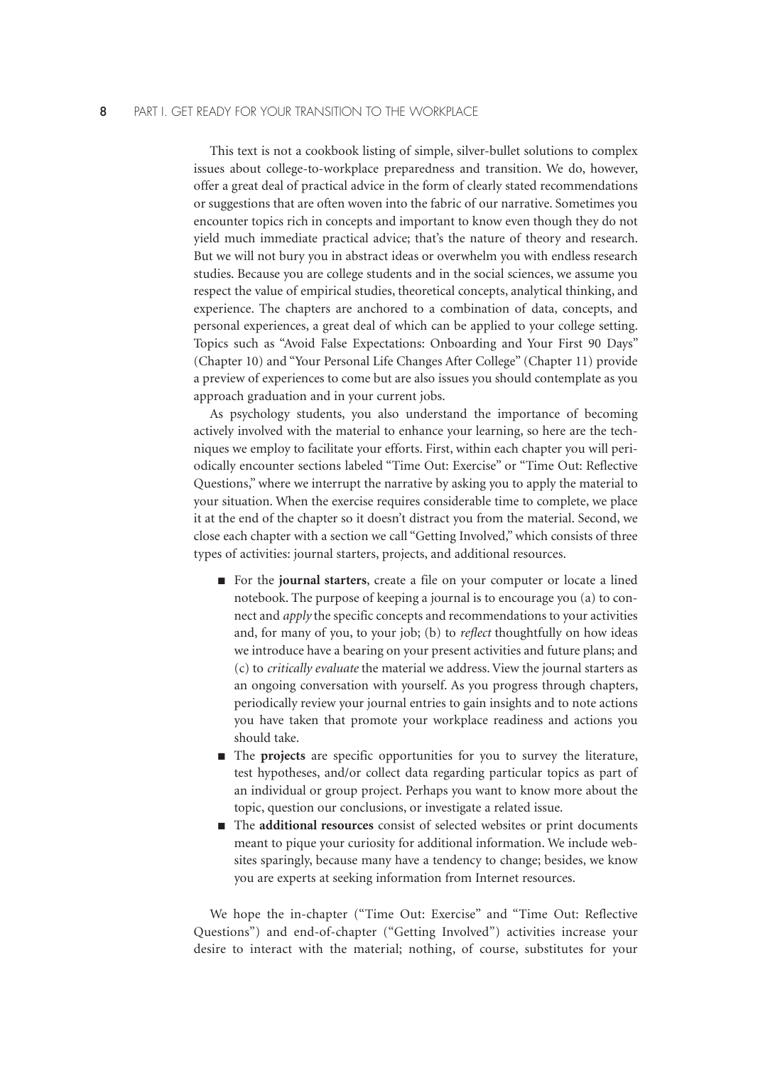This text is not a cookbook listing of simple, silver-bullet solutions to complex issues about college-to-workplace preparedness and transition. We do, however, offer a great deal of practical advice in the form of clearly stated recommendations or suggestions that are often woven into the fabric of our narrative. Sometimes you encounter topics rich in concepts and important to know even though they do not yield much immediate practical advice; that's the nature of theory and research. But we will not bury you in abstract ideas or overwhelm you with endless research studies. Because you are college students and in the social sciences, we assume you respect the value of empirical studies, theoretical concepts, analytical thinking, and experience. The chapters are anchored to a combination of data, concepts, and personal experiences, a great deal of which can be applied to your college setting. Topics such as "Avoid False Expectations: Onboarding and Your First 90 Days" (Chapter 10) and "Your Personal Life Changes After College" (Chapter 11) provide a preview of experiences to come but are also issues you should contemplate as you approach graduation and in your current jobs.

As psychology students, you also understand the importance of becoming actively involved with the material to enhance your learning, so here are the techniques we employ to facilitate your efforts. First, within each chapter you will periodically encounter sections labeled "Time Out: Exercise" or "Time Out: Reflective Questions," where we interrupt the narrative by asking you to apply the material to your situation. When the exercise requires considerable time to complete, we place it at the end of the chapter so it doesn't distract you from the material. Second, we close each chapter with a section we call "Getting Involved," which consists of three types of activities: journal starters, projects, and additional resources.

- For the **journal starters**, create a file on your computer or locate a lined notebook. The purpose of keeping a journal is to encourage you (a) to connect and *apply* the specific concepts and recommendations to your activities and, for many of you, to your job; (b) to *reflect* thoughtfully on how ideas we introduce have a bearing on your present activities and future plans; and (c) to *critically evaluate* the material we address. View the journal starters as an ongoing conversation with yourself. As you progress through chapters, periodically review your journal entries to gain insights and to note actions you have taken that promote your workplace readiness and actions you should take.
- The **projects** are specific opportunities for you to survey the literature, test hypotheses, and/or collect data regarding particular topics as part of an individual or group project. Perhaps you want to know more about the topic, question our conclusions, or investigate a related issue.
- The **additional resources** consist of selected websites or print documents meant to pique your curiosity for additional information. We include websites sparingly, because many have a tendency to change; besides, we know you are experts at seeking information from Internet resources.

We hope the in-chapter ("Time Out: Exercise" and "Time Out: Reflective Questions") and end-of-chapter ("Getting Involved") activities increase your desire to interact with the material; nothing, of course, substitutes for your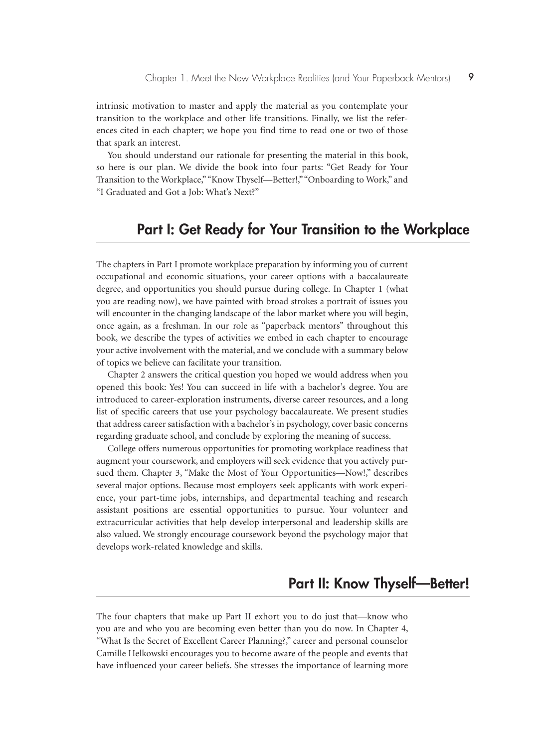intrinsic motivation to master and apply the material as you contemplate your transition to the workplace and other life transitions. Finally, we list the references cited in each chapter; we hope you find time to read one or two of those that spark an interest.

You should understand our rationale for presenting the material in this book, so here is our plan. We divide the book into four parts: "Get Ready for Your Transition to the Workplace," "Know Thyself—Better!," "Onboarding to Work," and "I Graduated and Got a Job: What's Next?"

## Part I: Get Ready for Your Transition to the Workplace

The chapters in Part I promote workplace preparation by informing you of current occupational and economic situations, your career options with a baccalaureate degree, and opportunities you should pursue during college. In Chapter 1 (what you are reading now), we have painted with broad strokes a portrait of issues you will encounter in the changing landscape of the labor market where you will begin, once again, as a freshman. In our role as "paperback mentors" throughout this book, we describe the types of activities we embed in each chapter to encourage your active involvement with the material, and we conclude with a summary below of topics we believe can facilitate your transition.

Chapter 2 answers the critical question you hoped we would address when you opened this book: Yes! You can succeed in life with a bachelor's degree. You are introduced to career-exploration instruments, diverse career resources, and a long list of specific careers that use your psychology baccalaureate. We present studies that address career satisfaction with a bachelor's in psychology, cover basic concerns regarding graduate school, and conclude by exploring the meaning of success.

College offers numerous opportunities for promoting workplace readiness that augment your coursework, and employers will seek evidence that you actively pursued them. Chapter 3, "Make the Most of Your Opportunities—Now!," describes several major options. Because most employers seek applicants with work experience, your part-time jobs, internships, and departmental teaching and research assistant positions are essential opportunities to pursue. Your volunteer and extracurricular activities that help develop interpersonal and leadership skills are also valued. We strongly encourage coursework beyond the psychology major that develops work-related knowledge and skills.

## Part II: Know Thyself—Better!

The four chapters that make up Part II exhort you to do just that—know who you are and who you are becoming even better than you do now. In Chapter 4, "What Is the Secret of Excellent Career Planning?," career and personal counselor Camille Helkowski encourages you to become aware of the people and events that have influenced your career beliefs. She stresses the importance of learning more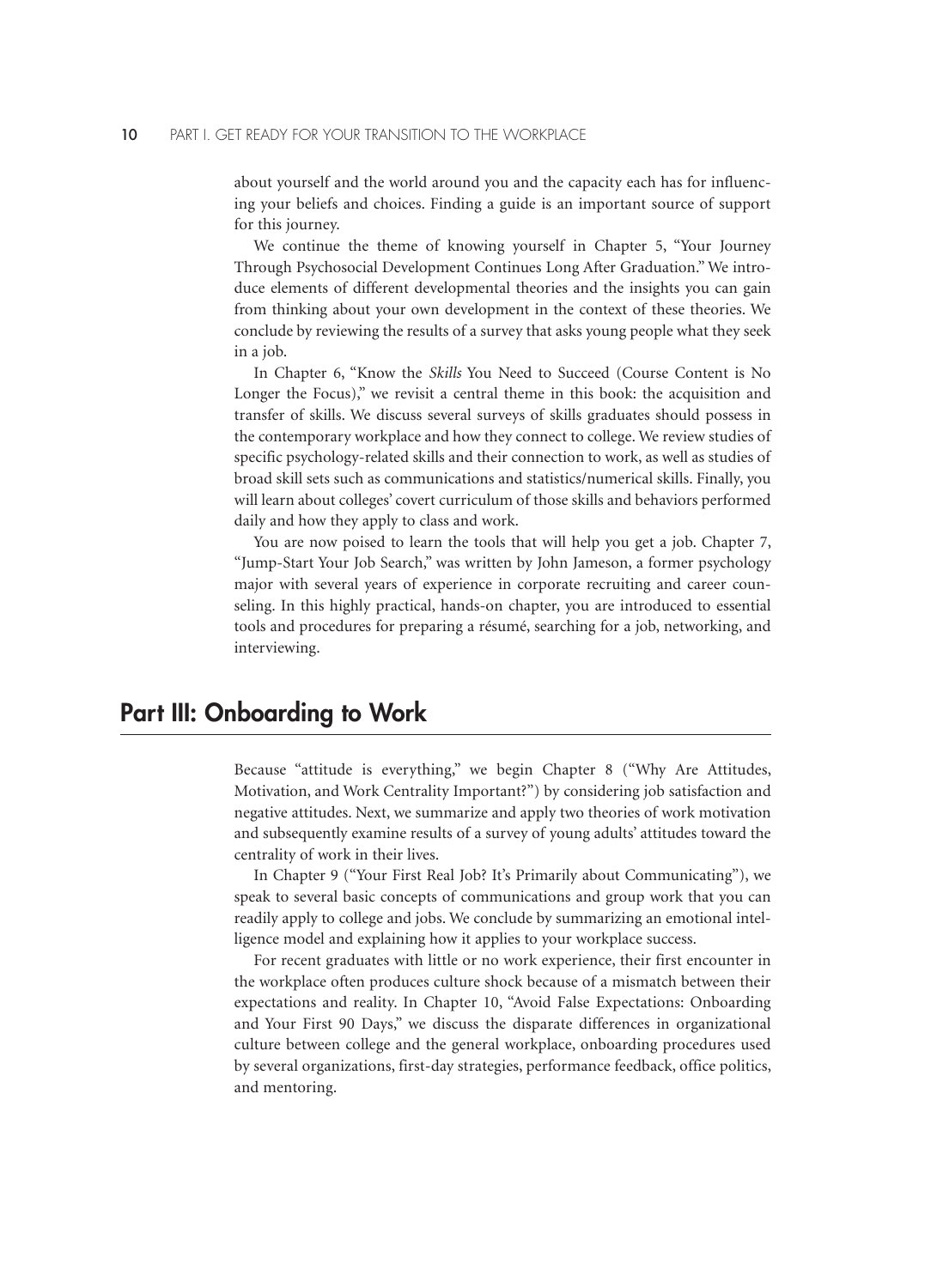about yourself and the world around you and the capacity each has for influencing your beliefs and choices. Finding a guide is an important source of support for this journey.

We continue the theme of knowing yourself in Chapter 5, "Your Journey Through Psychosocial Development Continues Long After Graduation." We introduce elements of different developmental theories and the insights you can gain from thinking about your own development in the context of these theories. We conclude by reviewing the results of a survey that asks young people what they seek in a job.

In Chapter 6, "Know the *Skills* You Need to Succeed (Course Content is No Longer the Focus)," we revisit a central theme in this book: the acquisition and transfer of skills. We discuss several surveys of skills graduates should possess in the contemporary workplace and how they connect to college. We review studies of specific psychology-related skills and their connection to work, as well as studies of broad skill sets such as communications and statistics/numerical skills. Finally, you will learn about colleges' covert curriculum of those skills and behaviors performed daily and how they apply to class and work.

You are now poised to learn the tools that will help you get a job. Chapter 7, "Jump-Start Your Job Search," was written by John Jameson, a former psychology major with several years of experience in corporate recruiting and career counseling. In this highly practical, hands-on chapter, you are introduced to essential tools and procedures for preparing a résumé, searching for a job, networking, and interviewing.

## Part III: Onboarding to Work

Because "attitude is everything," we begin Chapter 8 ("Why Are Attitudes, Motivation, and Work Centrality Important?") by considering job satisfaction and negative attitudes. Next, we summarize and apply two theories of work motivation and subsequently examine results of a survey of young adults' attitudes toward the centrality of work in their lives.

In Chapter 9 ("Your First Real Job? It's Primarily about Communicating"), we speak to several basic concepts of communications and group work that you can readily apply to college and jobs. We conclude by summarizing an emotional intelligence model and explaining how it applies to your workplace success.

For recent graduates with little or no work experience, their first encounter in the workplace often produces culture shock because of a mismatch between their expectations and reality. In Chapter 10, "Avoid False Expectations: Onboarding and Your First 90 Days," we discuss the disparate differences in organizational culture between college and the general workplace, onboarding procedures used by several organizations, first-day strategies, performance feedback, office politics, and mentoring.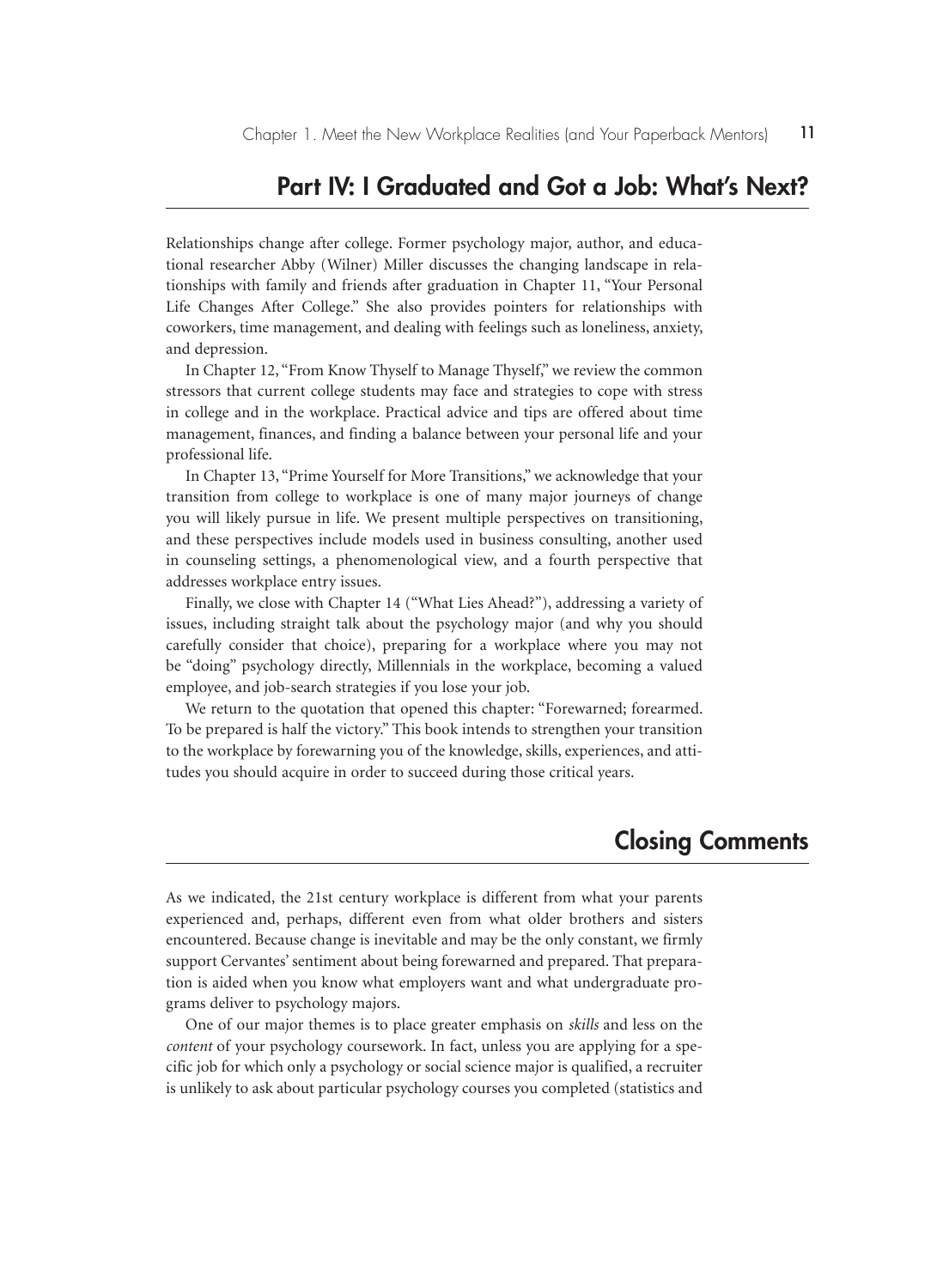## Part IV: I Graduated and Got a Job: What's Next?

Relationships change after college. Former psychology major, author, and educational researcher Abby (Wilner) Miller discusses the changing landscape in relationships with family and friends after graduation in Chapter 11, "Your Personal Life Changes After College." She also provides pointers for relationships with coworkers, time management, and dealing with feelings such as loneliness, anxiety, and depression.

In Chapter 12, "From Know Thyself to Manage Thyself," we review the common stressors that current college students may face and strategies to cope with stress in college and in the workplace. Practical advice and tips are offered about time management, finances, and finding a balance between your personal life and your professional life.

In Chapter 13, "Prime Yourself for More Transitions," we acknowledge that your transition from college to workplace is one of many major journeys of change you will likely pursue in life. We present multiple perspectives on transitioning, and these perspectives include models used in business consulting, another used in counseling settings, a phenomenological view, and a fourth perspective that addresses workplace entry issues.

Finally, we close with Chapter 14 ("What Lies Ahead?"), addressing a variety of issues, including straight talk about the psychology major (and why you should carefully consider that choice), preparing for a workplace where you may not be "doing" psychology directly, Millennials in the workplace, becoming a valued employee, and job-search strategies if you lose your job.

We return to the quotation that opened this chapter: "Forewarned; forearmed. To be prepared is half the victory." This book intends to strengthen your transition to the workplace by forewarning you of the knowledge, skills, experiences, and attitudes you should acquire in order to succeed during those critical years.

## Closing Comments

As we indicated, the 21st century workplace is different from what your parents experienced and, perhaps, different even from what older brothers and sisters encountered. Because change is inevitable and may be the only constant, we firmly support Cervantes' sentiment about being forewarned and prepared. That preparation is aided when you know what employers want and what undergraduate programs deliver to psychology majors.

One of our major themes is to place greater emphasis on *skills* and less on the *content* of your psychology coursework. In fact, unless you are applying for a specific job for which only a psychology or social science major is qualified, a recruiter is unlikely to ask about particular psychology courses you completed (statistics and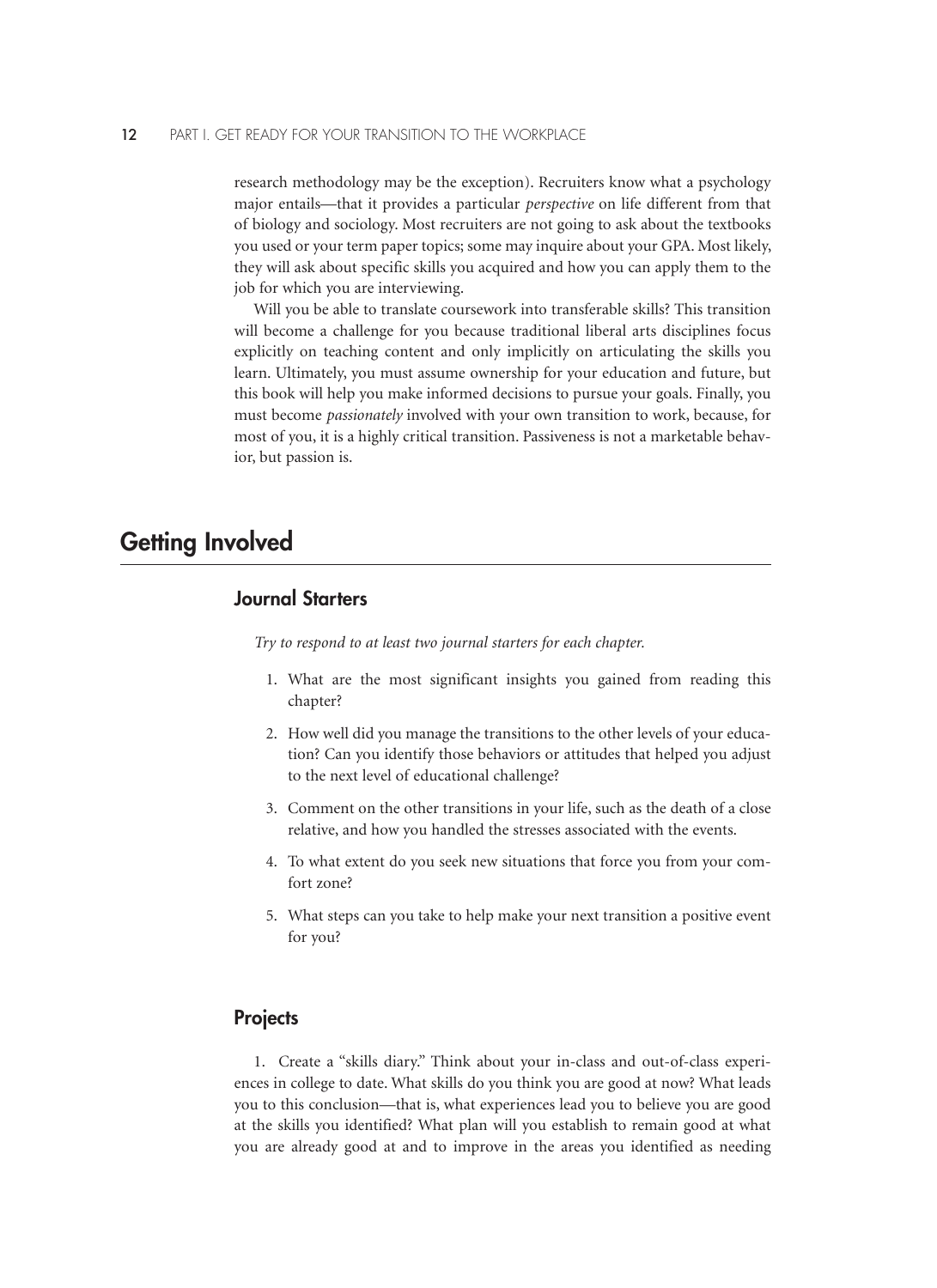research methodology may be the exception). Recruiters know what a psychology major entails—that it provides a particular *perspective* on life different from that of biology and sociology. Most recruiters are not going to ask about the textbooks you used or your term paper topics; some may inquire about your GPA. Most likely, they will ask about specific skills you acquired and how you can apply them to the job for which you are interviewing.

Will you be able to translate coursework into transferable skills? This transition will become a challenge for you because traditional liberal arts disciplines focus explicitly on teaching content and only implicitly on articulating the skills you learn. Ultimately, you must assume ownership for your education and future, but this book will help you make informed decisions to pursue your goals. Finally, you must become *passionately* involved with your own transition to work, because, for most of you, it is a highly critical transition. Passiveness is not a marketable behavior, but passion is.

## Getting Involved

### Journal Starters

*Try to respond to at least two journal starters for each chapter.*

1. What are the most significant insights you gained from reading this chapter?
2. How well did you manage the transitions to the other levels of your education? Can you identify those behaviors or attitudes that helped you adjust to the next level of educational challenge?
3. Comment on the other transitions in your life, such as the death of a close relative, and how you handled the stresses associated with the events.
4. To what extent do you seek new situations that force you from your comfort zone?
5. What steps can you take to help make your next transition a positive event for you?

### Projects

1. Create a "skills diary." Think about your in-class and out-of-class experiences in college to date. What skills do you think you are good at now? What leads you to this conclusion—that is, what experiences lead you to believe you are good at the skills you identified? What plan will you establish to remain good at what you are already good at and to improve in the areas you identified as needing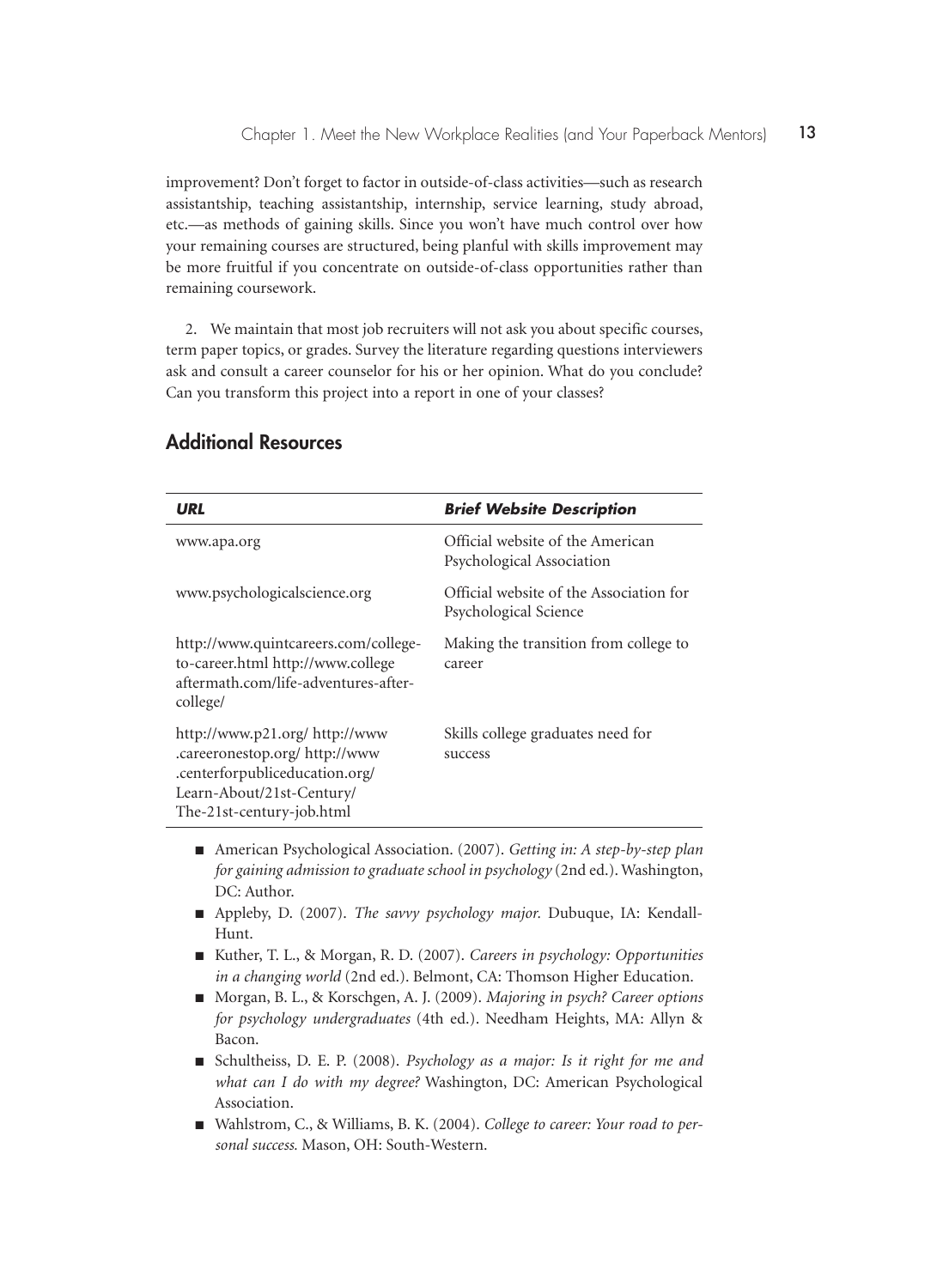improvement? Don't forget to factor in outside-of-class activities—such as research assistantship, teaching assistantship, internship, service learning, study abroad, etc.—as methods of gaining skills. Since you won't have much control over how your remaining courses are structured, being planful with skills improvement may be more fruitful if you concentrate on outside-of-class opportunities rather than remaining coursework.

2. We maintain that most job recruiters will not ask you about specific courses, term paper topics, or grades. Survey the literature regarding questions interviewers ask and consult a career counselor for his or her opinion. What do you conclude? Can you transform this project into a report in one of your classes?

## Additional Resources

| ***URL*** | ***Brief Website Description*** |
|---|---|
| www.apa.org | Official website of the American Psychological Association |
| www.psychologicalscience.org | Official website of the Association for Psychological Science |
| http://www.quintcareers.com/college-to-career.html http://www.collegeaftermath.com/life-adventures-after-college/ | Making the transition from college to career |
| http://www.p21.org/ http://www.careeronestop.org/ http://www.centerforpubliceducation.org/Learn-About/21st-Century/The-21st-century-job.html | Skills college graduates need for success |

- American Psychological Association. (2007). *Getting in: A step-by-step plan for gaining admission to graduate school in psychology* (2nd ed.). Washington, DC: Author.
- Appleby, D. (2007). *The savvy psychology major.* Dubuque, IA: Kendall-Hunt.
- Kuther, T. L., & Morgan, R. D. (2007). *Careers in psychology: Opportunities in a changing world* (2nd ed.). Belmont, CA: Thomson Higher Education.
- Morgan, B. L., & Korschgen, A. J. (2009). *Majoring in psych? Career options for psychology undergraduates* (4th ed.). Needham Heights, MA: Allyn & Bacon.
- Schultheiss, D. E. P. (2008). *Psychology as a major: Is it right for me and what can I do with my degree?* Washington, DC: American Psychological Association.
- Wahlstrom, C., & Williams, B. K. (2004). *College to career: Your road to personal success.* Mason, OH: South-Western.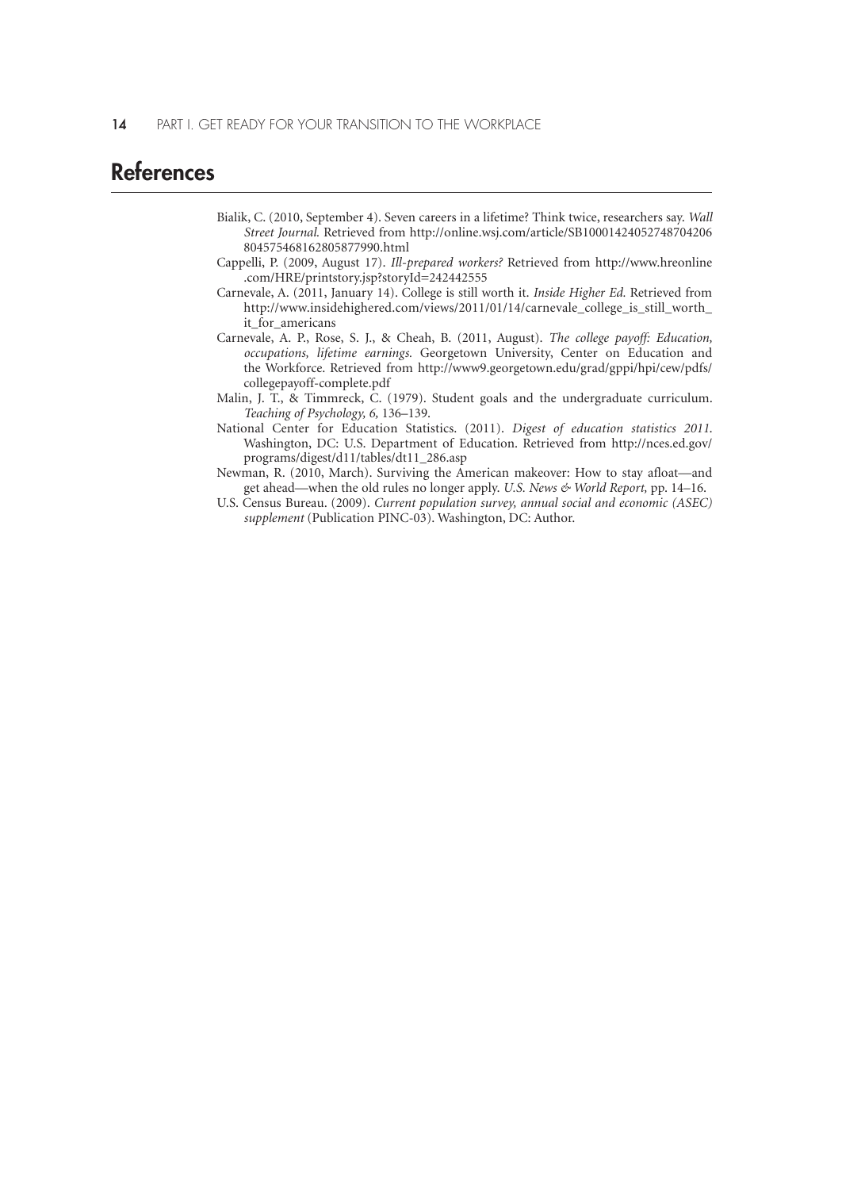## References

Bialik, C. (2010, September 4). Seven careers in a lifetime? Think twice, researchers say. *Wall Street Journal*. Retrieved from http://online.wsj.com/article/SB10001424052748704206804575468162805877990.html

Cappelli, P. (2009, August 17). *Ill-prepared workers?* Retrieved from http://www.hreonline.com/HRE/printstory.jsp?storyId=242442555

Carnevale, A. (2011, January 14). College is still worth it. *Inside Higher Ed*. Retrieved from http://www.insidehighered.com/views/2011/01/14/carnevale_college_is_still_worth_it_for_americans

Carnevale, A. P., Rose, S. J., & Cheah, B. (2011, August). *The college payoff: Education, occupations, lifetime earnings.* Georgetown University, Center on Education and the Workforce. Retrieved from http://www9.georgetown.edu/grad/gppi/hpi/cew/pdfs/collegepayoff-complete.pdf

Malin, J. T., & Timmreck, C. (1979). Student goals and the undergraduate curriculum. *Teaching of Psychology, 6,* 136–139.

National Center for Education Statistics. (2011). *Digest of education statistics 2011.* Washington, DC: U.S. Department of Education. Retrieved from http://nces.ed.gov/programs/digest/d11/tables/dt11_286.asp

Newman, R. (2010, March). Surviving the American makeover: How to stay afloat—and get ahead—when the old rules no longer apply. *U.S. News & World Report,* pp. 14–16.

U.S. Census Bureau. (2009). *Current population survey, annual social and economic (ASEC) supplement* (Publication PINC-03). Washington, DC: Author.